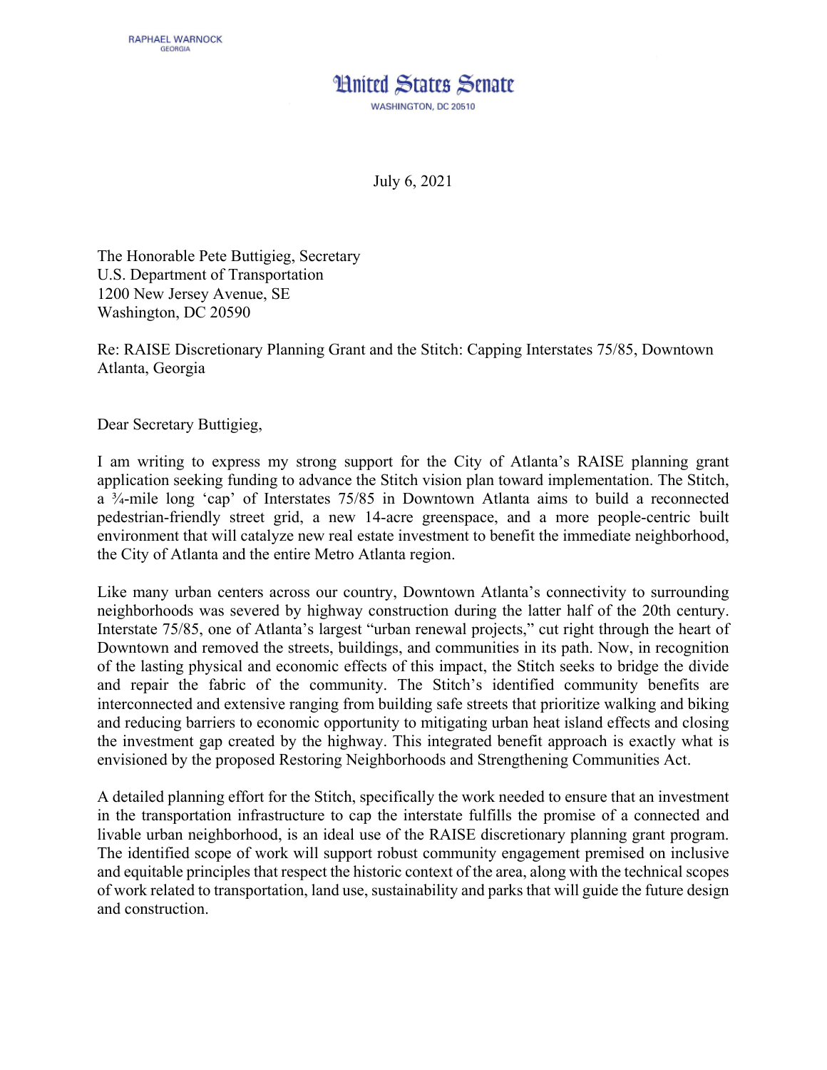RAPHAEL WARNOCK
GEORGIA

# United States Senate

WASHINGTON, DC 20510

July 6, 2021

The Honorable Pete Buttigieg, Secretary
U.S. Department of Transportation
1200 New Jersey Avenue, SE
Washington, DC 20590

Re: RAISE Discretionary Planning Grant and the Stitch: Capping Interstates 75/85, Downtown Atlanta, Georgia

Dear Secretary Buttigieg,

I am writing to express my strong support for the City of Atlanta's RAISE planning grant application seeking funding to advance the Stitch vision plan toward implementation. The Stitch, a ¾-mile long 'cap' of Interstates 75/85 in Downtown Atlanta aims to build a reconnected pedestrian-friendly street grid, a new 14-acre greenspace, and a more people-centric built environment that will catalyze new real estate investment to benefit the immediate neighborhood, the City of Atlanta and the entire Metro Atlanta region.

Like many urban centers across our country, Downtown Atlanta's connectivity to surrounding neighborhoods was severed by highway construction during the latter half of the 20th century. Interstate 75/85, one of Atlanta's largest "urban renewal projects," cut right through the heart of Downtown and removed the streets, buildings, and communities in its path. Now, in recognition of the lasting physical and economic effects of this impact, the Stitch seeks to bridge the divide and repair the fabric of the community. The Stitch's identified community benefits are interconnected and extensive ranging from building safe streets that prioritize walking and biking and reducing barriers to economic opportunity to mitigating urban heat island effects and closing the investment gap created by the highway. This integrated benefit approach is exactly what is envisioned by the proposed Restoring Neighborhoods and Strengthening Communities Act.

A detailed planning effort for the Stitch, specifically the work needed to ensure that an investment in the transportation infrastructure to cap the interstate fulfills the promise of a connected and livable urban neighborhood, is an ideal use of the RAISE discretionary planning grant program. The identified scope of work will support robust community engagement premised on inclusive and equitable principles that respect the historic context of the area, along with the technical scopes of work related to transportation, land use, sustainability and parks that will guide the future design and construction.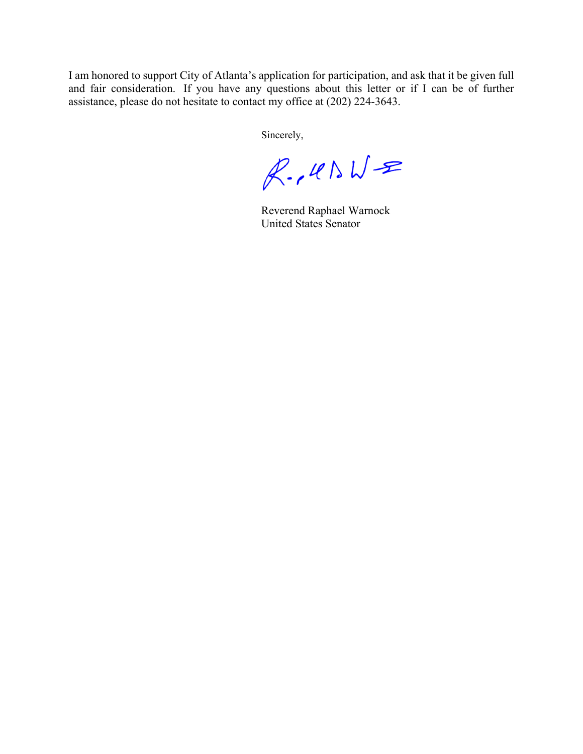I am honored to support City of Atlanta's application for participation, and ask that it be given full and fair consideration. If you have any questions about this letter or if I can be of further assistance, please do not hesitate to contact my office at (202) 224-3643.

Sincerely,

Reverend Raphael Warnock
United States Senator